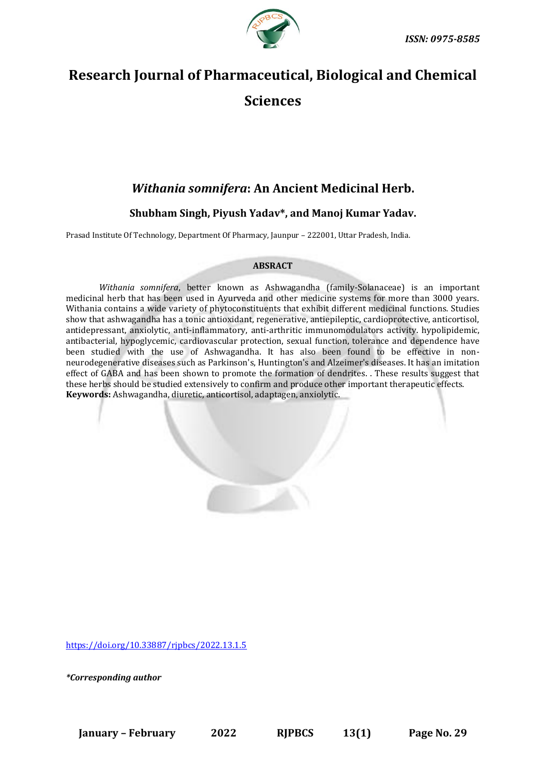ISSN: 0975-8585

# Research Journal of Pharmaceutical, Biological and Chemical Sciences

## *Withania somnifera*: An Ancient Medicinal Herb.

### Shubham Singh, Piyush Yadav*, and Manoj Kumar Yadav.

Prasad Institute Of Technology, Department Of Pharmacy, Jaunpur – 222001, Uttar Pradesh, India.

**ABSRACT**

*Withania somnifera*, better known as Ashwagandha (family-Solanaceae) is an important medicinal herb that has been used in Ayurveda and other medicine systems for more than 3000 years. Withania contains a wide variety of phytoconstituents that exhibit different medicinal functions. Studies show that ashwagandha has a tonic antioxidant, regenerative, antiepileptic, cardioprotective, anticortisol, antidepressant, anxiolytic, anti-inflammatory, anti-arthritic immunomodulators activity. hypolipidemic, antibacterial, hypoglycemic, cardiovascular protection, sexual function, tolerance and dependence have been studied with the use of Ashwagandha. It has also been found to be effective in non-neurodegenerative diseases such as Parkinson's, Huntington's and Alzeimer's diseases. It has an imitation effect of GABA and has been shown to promote the formation of dendrites. . These results suggest that these herbs should be studied extensively to confirm and produce other important therapeutic effects.

**Keywords:** Ashwagandha, diuretic, anticortisol, adaptagen, anxiolytic.

https://doi.org/10.33887/rjpbcs/2022.13.1.5

*\*Corresponding author*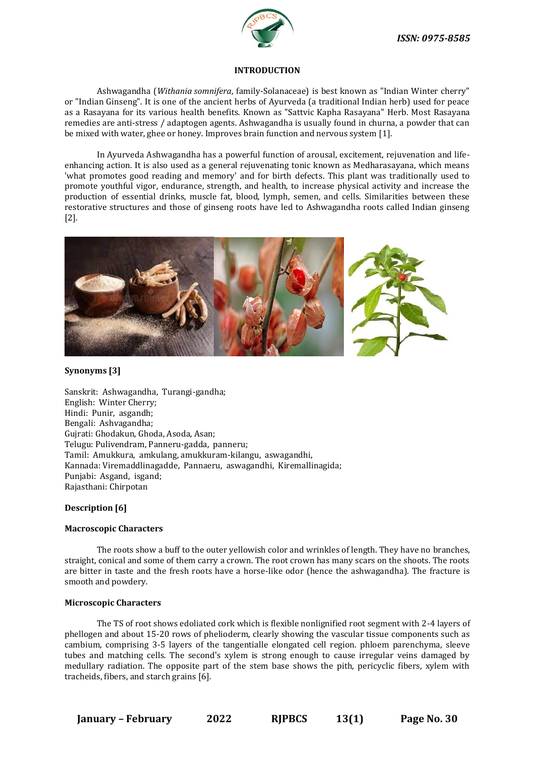## INTRODUCTION

Ashwagandha (*Withania somnifera*, family-Solanaceae) is best known as "Indian Winter cherry" or "Indian Ginseng". It is one of the ancient herbs of Ayurveda (a traditional Indian herb) used for peace as a Rasayana for its various health benefits. Known as "Sattvic Kapha Rasayana" Herb. Most Rasayana remedies are anti-stress / adaptogen agents. Ashwagandha is usually found in churna, a powder that can be mixed with water, ghee or honey. Improves brain function and nervous system [1].

In Ayurveda Ashwagandha has a powerful function of arousal, excitement, rejuvenation and life-enhancing action. It is also used as a general rejuvenating tonic known as Medharasayana, which means 'what promotes good reading and memory' and for birth defects. This plant was traditionally used to promote youthful vigor, endurance, strength, and health, to increase physical activity and increase the production of essential drinks, muscle fat, blood, lymph, semen, and cells. Similarities between these restorative structures and those of ginseng roots have led to Ashwagandha roots called Indian ginseng [2].

### Synonyms [3]

Sanskrit: Ashwagandha, Turangi-gandha;
English: Winter Cherry;
Hindi: Punir, asgandh;
Bengali: Ashvagandha;
Gujrati: Ghodakun, Ghoda, Asoda, Asan;
Telugu: Pulivendram, Panneru-gadda, panneru;
Tamil: Amukkura, amkulang, amukkuram-kilangu, aswagandhi,
Kannada: Viremaddlinagadde, Pannaeru, aswagandhi, Kiremallinagida;
Punjabi: Asgand, isgand;
Rajasthani: Chirpotan

### Description [6]

#### Macroscopic Characters

The roots show a buff to the outer yellowish color and wrinkles of length. They have no branches, straight, conical and some of them carry a crown. The root crown has many scars on the shoots. The roots are bitter in taste and the fresh roots have a horse-like odor (hence the ashwagandha). The fracture is smooth and powdery.

#### Microscopic Characters

The TS of root shows edoliated cork which is flexible nonlignified root segment with 2-4 layers of phellogen and about 15-20 rows of phelioderm, clearly showing the vascular tissue components such as cambium, comprising 3-5 layers of the tangentialle elongated cell region. phloem parenchyma, sleeve tubes and matching cells. The second's xylem is strong enough to cause irregular veins damaged by medullary radiation. The opposite part of the stem base shows the pith, pericyclic fibers, xylem with tracheids, fibers, and starch grains [6].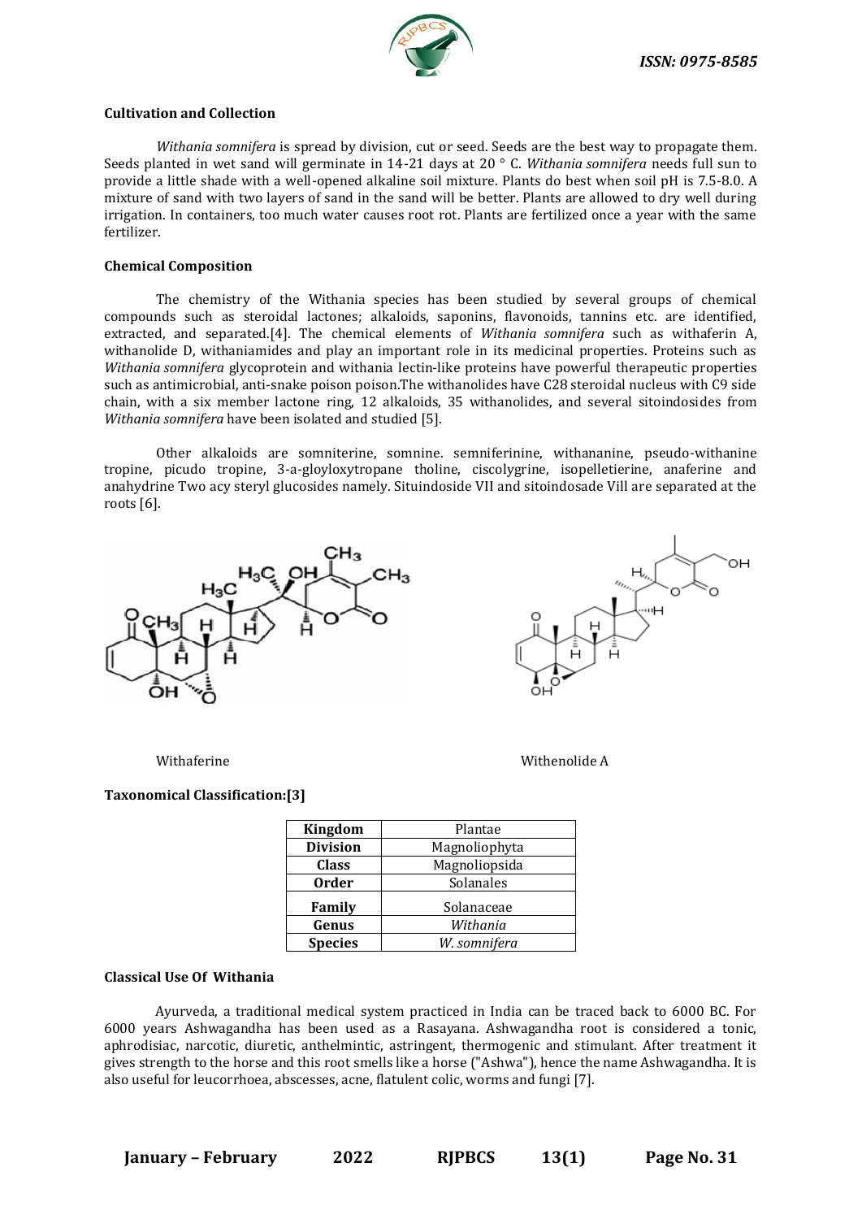**Cultivation and Collection**

*Withania somnifera* is spread by division, cut or seed. Seeds are the best way to propagate them. Seeds planted in wet sand will germinate in 14-21 days at 20 ° C. *Withania somnifera* needs full sun to provide a little shade with a well-opened alkaline soil mixture. Plants do best when soil pH is 7.5-8.0. A mixture of sand with two layers of sand in the sand will be better. Plants are allowed to dry well during irrigation. In containers, too much water causes root rot. Plants are fertilized once a year with the same fertilizer.

**Chemical Composition**

The chemistry of the Withania species has been studied by several groups of chemical compounds such as steroidal lactones; alkaloids, saponins, flavonoids, tannins etc. are identified, extracted, and separated.[4]. The chemical elements of *Withania somnifera* such as withaferin A, withanolide D, withaniamides and play an important role in its medicinal properties. Proteins such as *Withania somnifera* glycoprotein and withania lectin-like proteins have powerful therapeutic properties such as antimicrobial, anti-snake poison poison.The withanolides have C28 steroidal nucleus with C9 side chain, with a six member lactone ring, 12 alkaloids, 35 withanolides, and several sitoindosides from *Withania somnifera* have been isolated and studied [5].

Other alkaloids are somniterine, somnine. semniferinine, withananine, pseudo-withanine tropine, picudo tropine, 3-a-gloyloxytropane tholine, ciscolygrine, isopelletierine, anaferine and anahydrine Two acy steryl glucosides namely. Situindoside VII and sitoindosade Vill are separated at the roots [6].

Withaferine

Withenolide A

**Taxonomical Classification:[3]**

| Kingdom | Plantae |
|---|---|
| **Division** | Magnoliophyta |
| **Class** | Magnoliopsida |
| **Order** | Solanales |
| **Family** | Solanaceae |
| **Genus** | *Withania* |
| **Species** | *W. somnifera* |

**Classical Use Of Withania**

Ayurveda, a traditional medical system practiced in India can be traced back to 6000 BC. For 6000 years Ashwagandha has been used as a Rasayana. Ashwagandha root is considered a tonic, aphrodisiac, narcotic, diuretic, anthelmintic, astringent, thermogenic and stimulant. After treatment it gives strength to the horse and this root smells like a horse ("Ashwa"), hence the name Ashwagandha. It is also useful for leucorrhoea, abscesses, acne, flatulent colic, worms and fungi [7].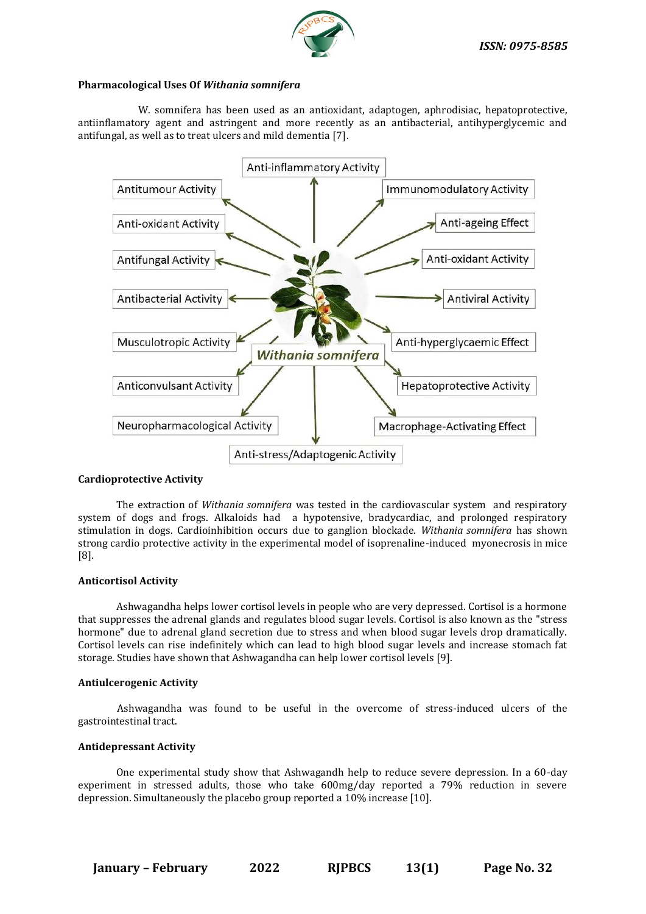**Pharmacological Uses Of *Withania somnifera***

W. somnifera has been used as an antioxidant, adaptogen, aphrodisiac, hepatoprotective, antiinflamatory agent and astringent and more recently as an antibacterial, antihyperglycemic and antifungal, as well as to treat ulcers and mild dementia [7].

**Cardioprotective Activity**

The extraction of *Withania somnifera* was tested in the cardiovascular system and respiratory system of dogs and frogs. Alkaloids had a hypotensive, bradycardiac, and prolonged respiratory stimulation in dogs. Cardioinhibition occurs due to ganglion blockade. *Withania somnifera* has shown strong cardio protective activity in the experimental model of isoprenaline-induced myonecrosis in mice [8].

**Anticortisol Activity**

Ashwagandha helps lower cortisol levels in people who are very depressed. Cortisol is a hormone that suppresses the adrenal glands and regulates blood sugar levels. Cortisol is also known as the "stress hormone" due to adrenal gland secretion due to stress and when blood sugar levels drop dramatically. Cortisol levels can rise indefinitely which can lead to high blood sugar levels and increase stomach fat storage. Studies have shown that Ashwagandha can help lower cortisol levels [9].

**Antiulcerogenic Activity**

Ashwagandha was found to be useful in the overcome of stress-induced ulcers of the gastrointestinal tract.

**Antidepressant Activity**

One experimental study show that Ashwagandh help to reduce severe depression. In a 60-day experiment in stressed adults, those who take 600mg/day reported a 79% reduction in severe depression. Simultaneously the placebo group reported a 10% increase [10].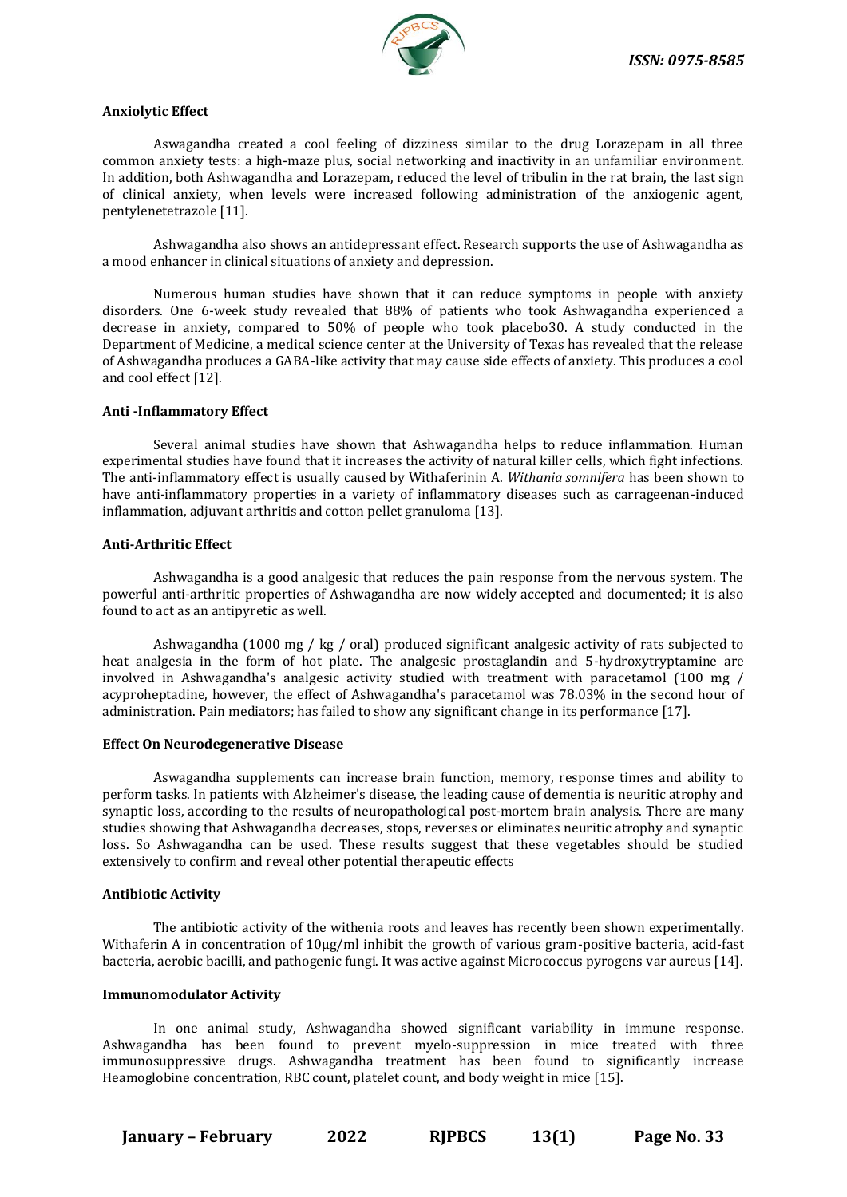**Anxiolytic Effect**

Aswagandha created a cool feeling of dizziness similar to the drug Lorazepam in all three common anxiety tests: a high-maze plus, social networking and inactivity in an unfamiliar environment. In addition, both Ashwagandha and Lorazepam, reduced the level of tribulin in the rat brain, the last sign of clinical anxiety, when levels were increased following administration of the anxiogenic agent, pentylenetetrazole [11].

Ashwagandha also shows an antidepressant effect. Research supports the use of Ashwagandha as a mood enhancer in clinical situations of anxiety and depression.

Numerous human studies have shown that it can reduce symptoms in people with anxiety disorders. One 6-week study revealed that 88% of patients who took Ashwagandha experienced a decrease in anxiety, compared to 50% of people who took placebo30. A study conducted in the Department of Medicine, a medical science center at the University of Texas has revealed that the release of Ashwagandha produces a GABA-like activity that may cause side effects of anxiety. This produces a cool and cool effect [12].

**Anti -Inflammatory Effect**

Several animal studies have shown that Ashwagandha helps to reduce inflammation. Human experimental studies have found that it increases the activity of natural killer cells, which fight infections. The anti-inflammatory effect is usually caused by Withaferinin A. *Withania somnifera* has been shown to have anti-inflammatory properties in a variety of inflammatory diseases such as carrageenan-induced inflammation, adjuvant arthritis and cotton pellet granuloma [13].

**Anti-Arthritic Effect**

Ashwagandha is a good analgesic that reduces the pain response from the nervous system. The powerful anti-arthritic properties of Ashwagandha are now widely accepted and documented; it is also found to act as an antipyretic as well.

Ashwagandha (1000 mg / kg / oral) produced significant analgesic activity of rats subjected to heat analgesia in the form of hot plate. The analgesic prostaglandin and 5-hydroxytryptamine are involved in Ashwagandha's analgesic activity studied with treatment with paracetamol (100 mg / acyproheptadine, however, the effect of Ashwagandha's paracetamol was 78.03% in the second hour of administration. Pain mediators; has failed to show any significant change in its performance [17].

**Effect On Neurodegenerative Disease**

Aswagandha supplements can increase brain function, memory, response times and ability to perform tasks. In patients with Alzheimer's disease, the leading cause of dementia is neuritic atrophy and synaptic loss, according to the results of neuropathological post-mortem brain analysis. There are many studies showing that Ashwagandha decreases, stops, reverses or eliminates neuritic atrophy and synaptic loss. So Ashwagandha can be used. These results suggest that these vegetables should be studied extensively to confirm and reveal other potential therapeutic effects

**Antibiotic Activity**

The antibiotic activity of the withenia roots and leaves has recently been shown experimentally. Withaferin A in concentration of 10μg/ml inhibit the growth of various gram-positive bacteria, acid-fast bacteria, aerobic bacilli, and pathogenic fungi. It was active against Micrococcus pyrogens var aureus [14].

**Immunomodulator Activity**

In one animal study, Ashwagandha showed significant variability in immune response. Ashwagandha has been found to prevent myelo-suppression in mice treated with three immunosuppressive drugs. Ashwagandha treatment has been found to significantly increase Heamoglobine concentration, RBC count, platelet count, and body weight in mice [15].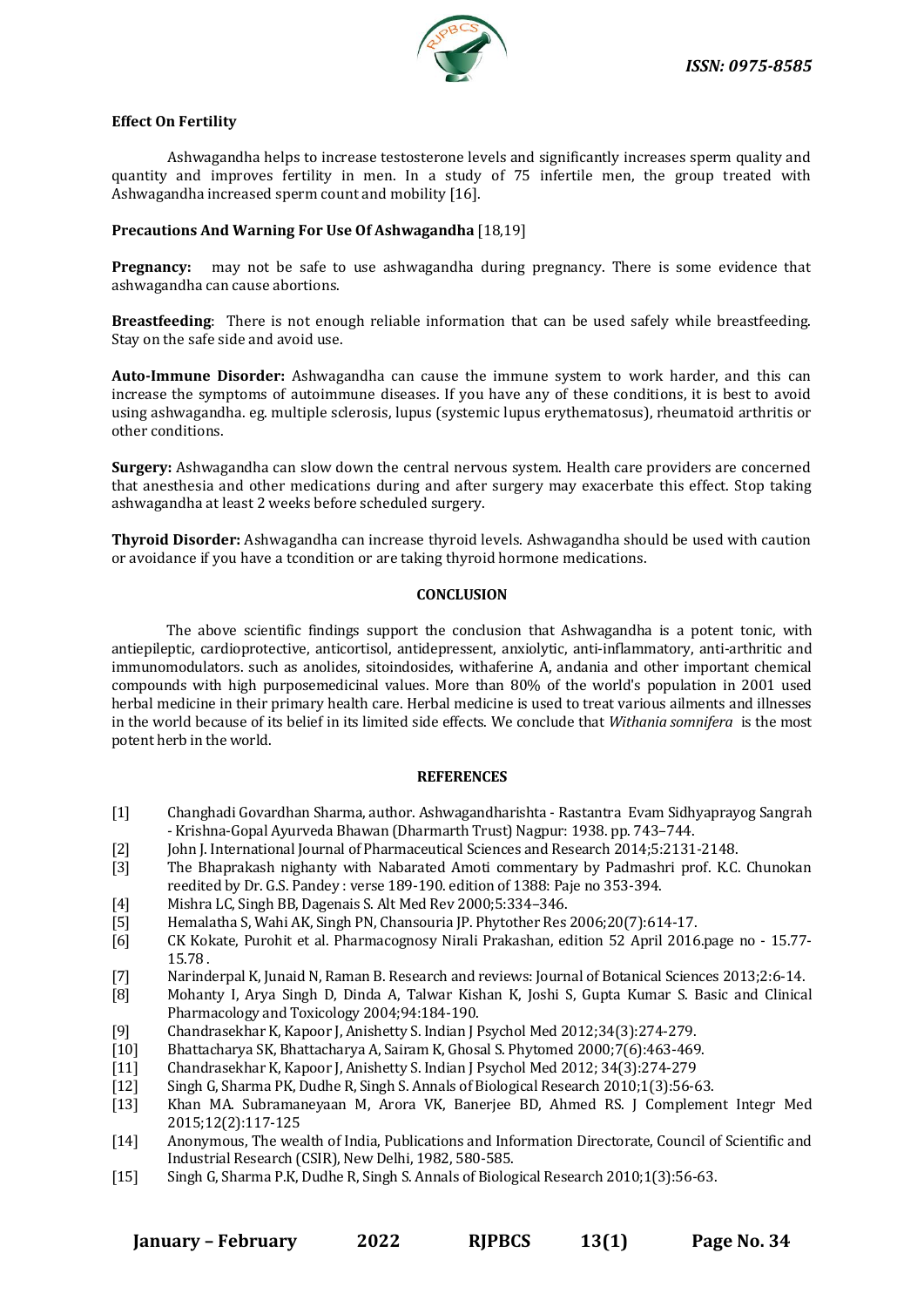**Effect On Fertility**

Ashwagandha helps to increase testosterone levels and significantly increases sperm quality and quantity and improves fertility in men. In a study of 75 infertile men, the group treated with Ashwagandha increased sperm count and mobility [16].

**Precautions And Warning For Use Of Ashwagandha** [18,19]

**Pregnancy:** may not be safe to use ashwagandha during pregnancy. There is some evidence that ashwagandha can cause abortions.

**Breastfeeding**: There is not enough reliable information that can be used safely while breastfeeding. Stay on the safe side and avoid use.

**Auto-Immune Disorder:** Ashwagandha can cause the immune system to work harder, and this can increase the symptoms of autoimmune diseases. If you have any of these conditions, it is best to avoid using ashwagandha. eg. multiple sclerosis, lupus (systemic lupus erythematosus), rheumatoid arthritis or other conditions.

**Surgery:** Ashwagandha can slow down the central nervous system. Health care providers are concerned that anesthesia and other medications during and after surgery may exacerbate this effect. Stop taking ashwagandha at least 2 weeks before scheduled surgery.

**Thyroid Disorder:** Ashwagandha can increase thyroid levels. Ashwagandha should be used with caution or avoidance if you have a tcondition or are taking thyroid hormone medications.

## CONCLUSION

The above scientific findings support the conclusion that Ashwagandha is a potent tonic, with antiepileptic, cardioprotective, anticortisol, antidepressant, anxiolytic, anti-inflammatory, anti-arthritic and immunomodulators. such as anolides, sitoindosides, withaferine A, andania and other important chemical compounds with high purposemedicinal values. More than 80% of the world's population in 2001 used herbal medicine in their primary health care. Herbal medicine is used to treat various ailments and illnesses in the world because of its belief in its limited side effects. We conclude that *Withania somnifera* is the most potent herb in the world.

## REFERENCES

[1] Changhadi Govardhan Sharma, author. Ashwagandharishta - Rastantra Evam Sidhyaprayog Sangrah - Krishna-Gopal Ayurveda Bhawan (Dharmarth Trust) Nagpur: 1938. pp. 743–744.
[2] John J. International Journal of Pharmaceutical Sciences and Research 2014;5:2131-2148.
[3] The Bhaprakash nighanty with Nabarated Amoti commentary by Padmashri prof. K.C. Chunokan reedited by Dr. G.S. Pandey : verse 189-190. edition of 1388: Paje no 353-394.
[4] Mishra LC, Singh BB, Dagenais S. Alt Med Rev 2000;5:334–346.
[5] Hemalatha S, Wahi AK, Singh PN, Chansouria JP. Phytother Res 2006;20(7):614-17.
[6] CK Kokate, Purohit et al. Pharmacognosy Nirali Prakashan, edition 52 April 2016.page no - 15.77-15.78 .
[7] Narinderpal K, Junaid N, Raman B. Research and reviews: Journal of Botanical Sciences 2013;2:6-14.
[8] Mohanty I, Arya Singh D, Dinda A, Talwar Kishan K, Joshi S, Gupta Kumar S. Basic and Clinical Pharmacology and Toxicology 2004;94:184-190.
[9] Chandrasekhar K, Kapoor J, Anishetty S. Indian J Psychol Med 2012;34(3):274-279.
[10] Bhattacharya SK, Bhattacharya A, Sairam K, Ghosal S. Phytomed 2000;7(6):463-469.
[11] Chandrasekhar K, Kapoor J, Anishetty S. Indian J Psychol Med 2012; 34(3):274-279
[12] Singh G, Sharma PK, Dudhe R, Singh S. Annals of Biological Research 2010;1(3):56-63.
[13] Khan MA. Subramaneyaan M, Arora VK, Banerjee BD, Ahmed RS. J Complement Integr Med 2015;12(2):117-125
[14] Anonymous, The wealth of India, Publications and Information Directorate, Council of Scientific and Industrial Research (CSIR), New Delhi, 1982, 580-585.
[15] Singh G, Sharma P.K, Dudhe R, Singh S. Annals of Biological Research 2010;1(3):56-63.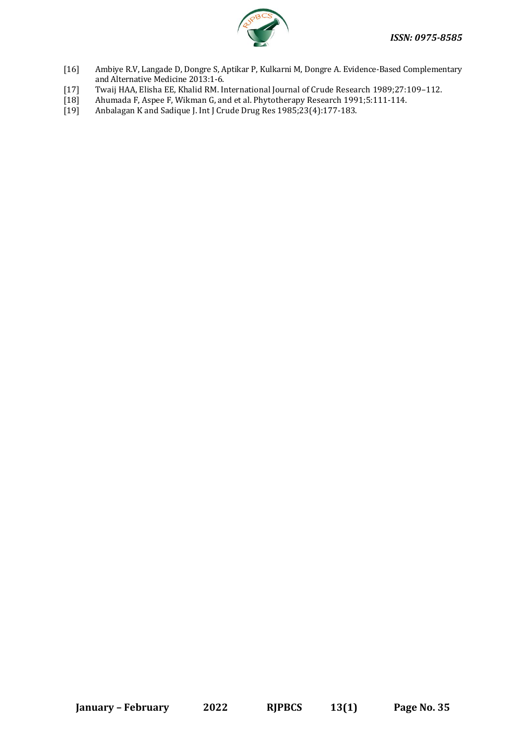[16] Ambiye R.V, Langade D, Dongre S, Aptikar P, Kulkarni M, Dongre A. Evidence-Based Complementary and Alternative Medicine 2013:1-6.

[17] Twaij HAA, Elisha EE, Khalid RM. International Journal of Crude Research 1989;27:109–112.

[18] Ahumada F, Aspee F, Wikman G, and et al. Phytotherapy Research 1991;5:111-114.

[19] Anbalagan K and Sadique J. Int J Crude Drug Res 1985;23(4):177-183.